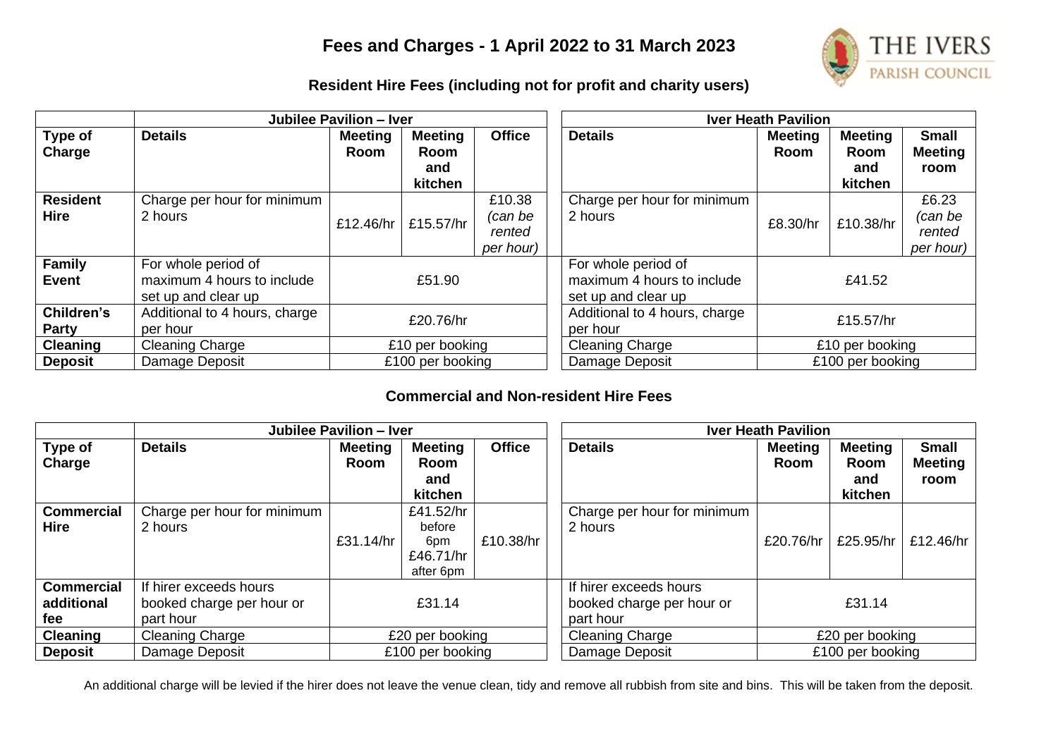# Fees and Charges - 1 April 2022 to 31 March 2023

THE IVERS PARISH COUNCIL

## Resident Hire Fees (including not for profit and charity users)

| | Jubilee Pavilion – Iver | | | | Iver Heath Pavilion | | | |
|---|---|---|---|---|---|---|---|---|
| **Type of Charge** | **Details** | **Meeting Room** | **Meeting Room and kitchen** | **Office** | **Details** | **Meeting Room** | **Meeting Room and kitchen** | **Small Meeting room** |
| **Resident Hire** | Charge per hour for minimum 2 hours | £12.46/hr | £15.57/hr | £10.38 *(can be rented per hour)* | Charge per hour for minimum 2 hours | £8.30/hr | £10.38/hr | £6.23 *(can be rented per hour)* |
| **Family Event** | For whole period of maximum 4 hours to include set up and clear up | £51.90 | | | For whole period of maximum 4 hours to include set up and clear up | £41.52 | | |
| **Children's Party** | Additional to 4 hours, charge per hour | £20.76/hr | | | Additional to 4 hours, charge per hour | £15.57/hr | | |
| **Cleaning** | Cleaning Charge | £10 per booking | | | Cleaning Charge | £10 per booking | | |
| **Deposit** | Damage Deposit | £100 per booking | | | Damage Deposit | £100 per booking | | |

## Commercial and Non-resident Hire Fees

| | Jubilee Pavilion – Iver | | | | Iver Heath Pavilion | | | |
|---|---|---|---|---|---|---|---|---|
| **Type of Charge** | **Details** | **Meeting Room** | **Meeting Room and kitchen** | **Office** | **Details** | **Meeting Room** | **Meeting Room and kitchen** | **Small Meeting room** |
| **Commercial Hire** | Charge per hour for minimum 2 hours | £31.14/hr | £41.52/hr before 6pm £46.71/hr after 6pm | £10.38/hr | Charge per hour for minimum 2 hours | £20.76/hr | £25.95/hr | £12.46/hr |
| **Commercial additional fee** | If hirer exceeds hours booked charge per hour or part hour | £31.14 | | | If hirer exceeds hours booked charge per hour or part hour | £31.14 | | |
| **Cleaning** | Cleaning Charge | £20 per booking | | | Cleaning Charge | £20 per booking | | |
| **Deposit** | Damage Deposit | £100 per booking | | | Damage Deposit | £100 per booking | | |

An additional charge will be levied if the hirer does not leave the venue clean, tidy and remove all rubbish from site and bins. This will be taken from the deposit.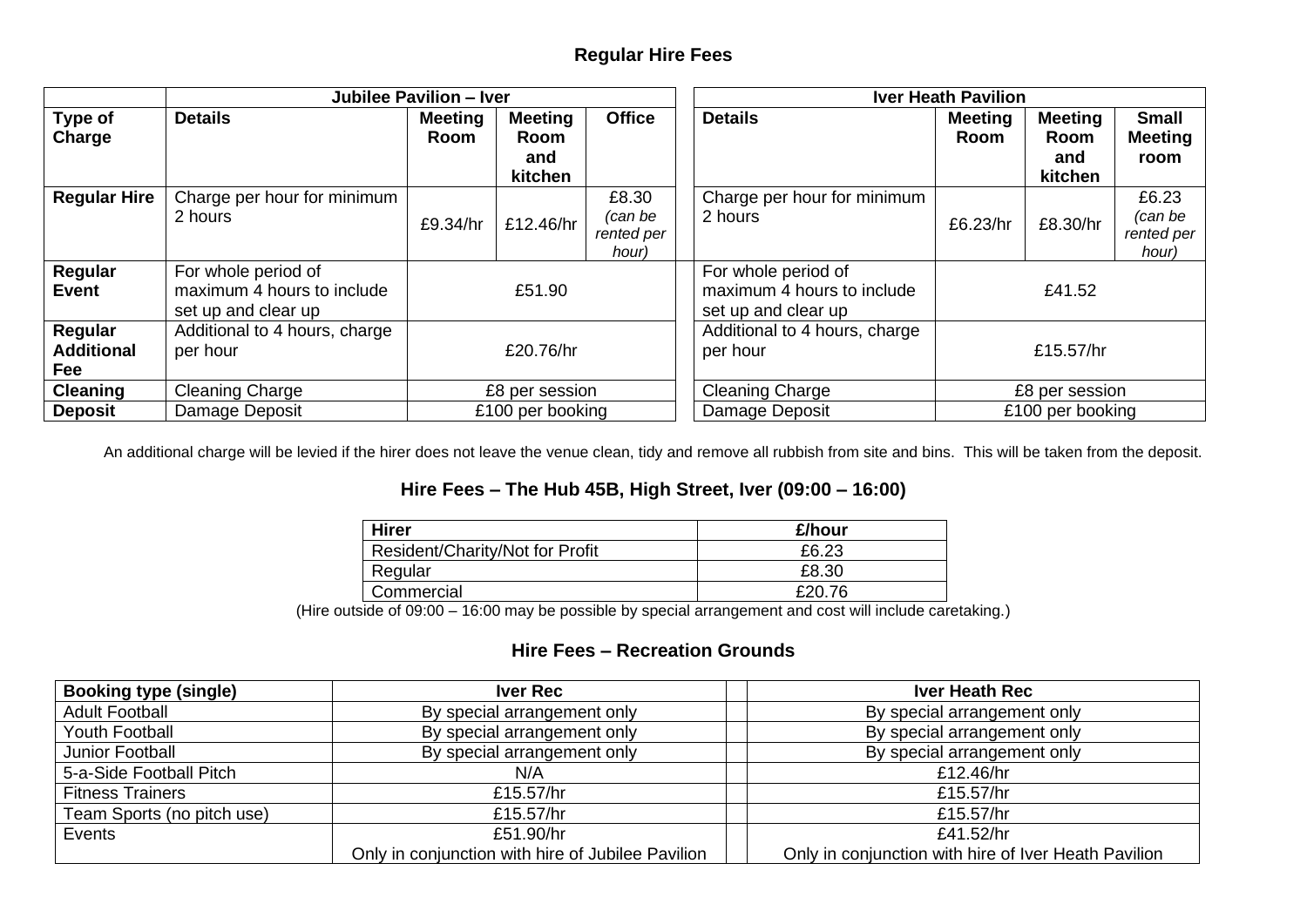## Regular Hire Fees

| | Jubilee Pavilion – Iver | | | | Iver Heath Pavilion | | | |
|---|---|---|---|---|---|---|---|---|
| **Type of Charge** | **Details** | **Meeting Room** | **Meeting Room and kitchen** | **Office** | **Details** | **Meeting Room** | **Meeting Room and kitchen** | **Small Meeting room** |
| **Regular Hire** | Charge per hour for minimum 2 hours | £9.34/hr | £12.46/hr | £8.30 *(can be rented per hour)* | Charge per hour for minimum 2 hours | £6.23/hr | £8.30/hr | £6.23 *(can be rented per hour)* |
| **Regular Event** | For whole period of maximum 4 hours to include set up and clear up | £51.90 | | | For whole period of maximum 4 hours to include set up and clear up | £41.52 | | |
| **Regular Additional Fee** | Additional to 4 hours, charge per hour | £20.76/hr | | | Additional to 4 hours, charge per hour | £15.57/hr | | |
| **Cleaning** | Cleaning Charge | £8 per session | | | Cleaning Charge | £8 per session | | |
| **Deposit** | Damage Deposit | £100 per booking | | | Damage Deposit | £100 per booking | | |

An additional charge will be levied if the hirer does not leave the venue clean, tidy and remove all rubbish from site and bins. This will be taken from the deposit.

## Hire Fees – The Hub 45B, High Street, Iver (09:00 – 16:00)

| Hirer | £/hour |
|---|---|
| Resident/Charity/Not for Profit | £6.23 |
| Regular | £8.30 |
| Commercial | £20.76 |

(Hire outside of 09:00 – 16:00 may be possible by special arrangement and cost will include caretaking.)

## Hire Fees – Recreation Grounds

| Booking type (single) | Iver Rec | Iver Heath Rec |
|---|---|---|
| Adult Football | By special arrangement only | By special arrangement only |
| Youth Football | By special arrangement only | By special arrangement only |
| Junior Football | By special arrangement only | By special arrangement only |
| 5-a-Side Football Pitch | N/A | £12.46/hr |
| Fitness Trainers | £15.57/hr | £15.57/hr |
| Team Sports (no pitch use) | £15.57/hr | £15.57/hr |
| Events | £51.90/hr<br>Only in conjunction with hire of Jubilee Pavilion | £41.52/hr<br>Only in conjunction with hire of Iver Heath Pavilion |